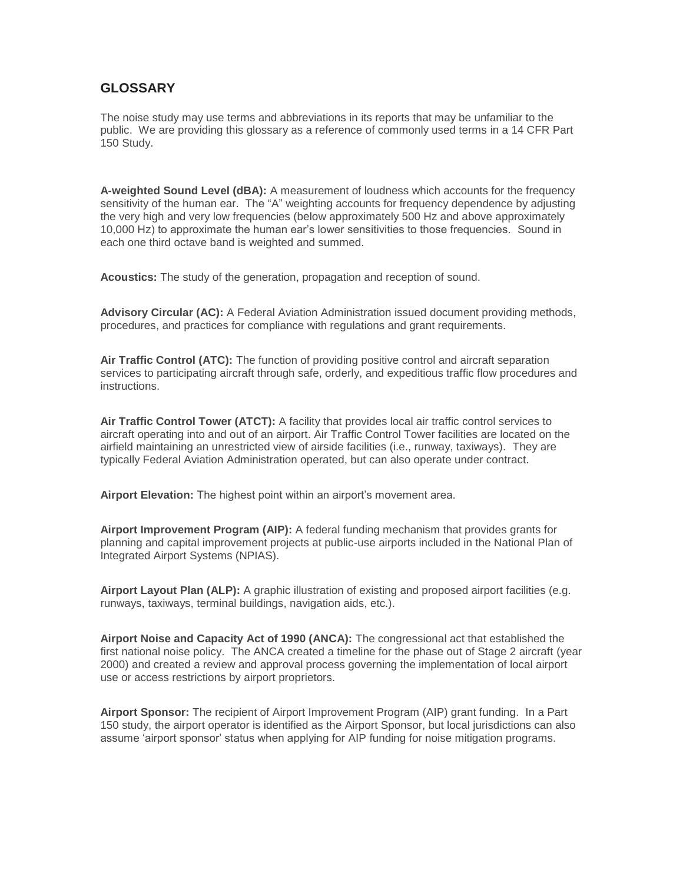## GLOSSARY

The noise study may use terms and abbreviations in its reports that may be unfamiliar to the public. We are providing this glossary as a reference of commonly used terms in a 14 CFR Part 150 Study.

**A-weighted Sound Level (dBA):** A measurement of loudness which accounts for the frequency sensitivity of the human ear. The "A" weighting accounts for frequency dependence by adjusting the very high and very low frequencies (below approximately 500 Hz and above approximately 10,000 Hz) to approximate the human ear's lower sensitivities to those frequencies. Sound in each one third octave band is weighted and summed.

**Acoustics:** The study of the generation, propagation and reception of sound.

**Advisory Circular (AC):** A Federal Aviation Administration issued document providing methods, procedures, and practices for compliance with regulations and grant requirements.

**Air Traffic Control (ATC):** The function of providing positive control and aircraft separation services to participating aircraft through safe, orderly, and expeditious traffic flow procedures and instructions.

**Air Traffic Control Tower (ATCT):** A facility that provides local air traffic control services to aircraft operating into and out of an airport. Air Traffic Control Tower facilities are located on the airfield maintaining an unrestricted view of airside facilities (i.e., runway, taxiways). They are typically Federal Aviation Administration operated, but can also operate under contract.

**Airport Elevation:** The highest point within an airport's movement area.

**Airport Improvement Program (AIP):** A federal funding mechanism that provides grants for planning and capital improvement projects at public-use airports included in the National Plan of Integrated Airport Systems (NPIAS).

**Airport Layout Plan (ALP):** A graphic illustration of existing and proposed airport facilities (e.g. runways, taxiways, terminal buildings, navigation aids, etc.).

**Airport Noise and Capacity Act of 1990 (ANCA):** The congressional act that established the first national noise policy. The ANCA created a timeline for the phase out of Stage 2 aircraft (year 2000) and created a review and approval process governing the implementation of local airport use or access restrictions by airport proprietors.

**Airport Sponsor:** The recipient of Airport Improvement Program (AIP) grant funding. In a Part 150 study, the airport operator is identified as the Airport Sponsor, but local jurisdictions can also assume 'airport sponsor' status when applying for AIP funding for noise mitigation programs.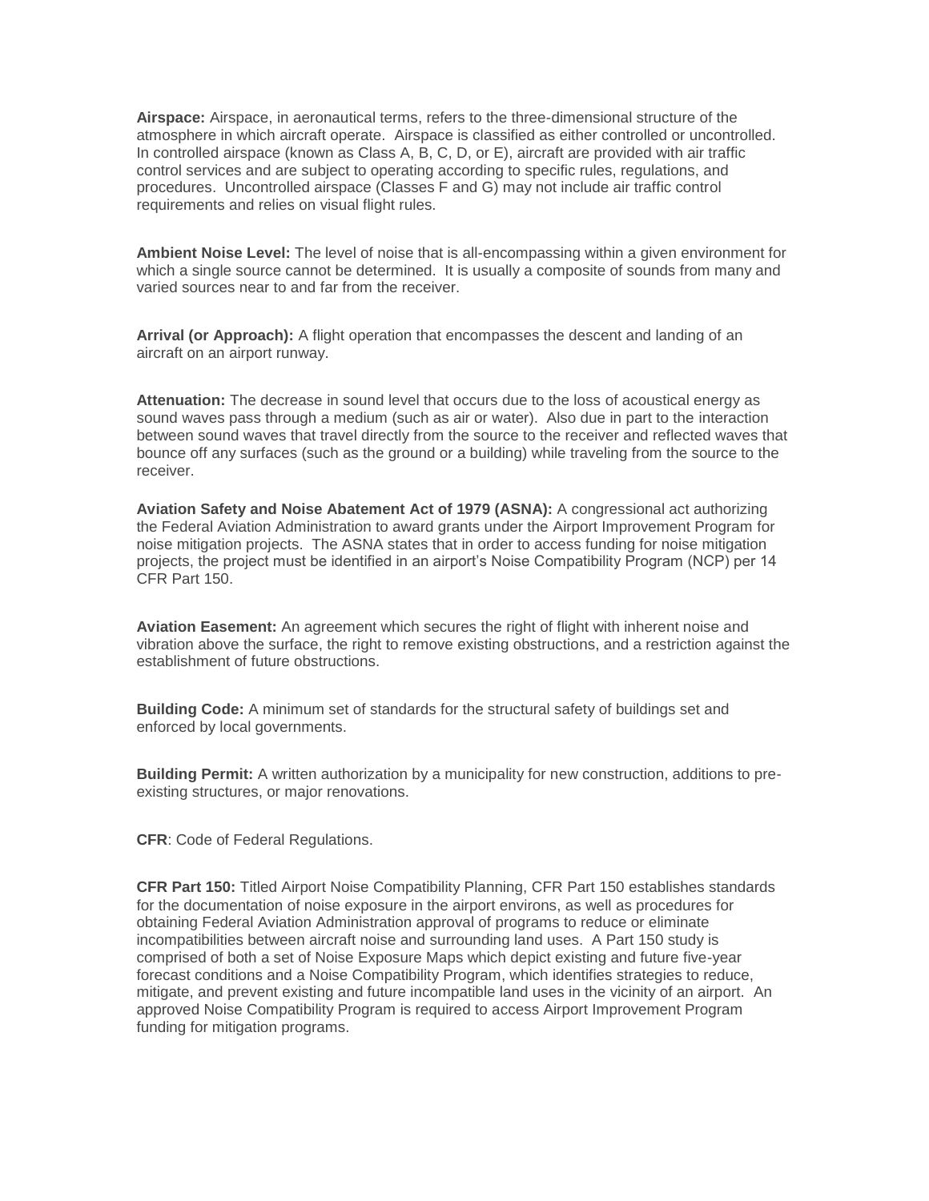**Airspace:** Airspace, in aeronautical terms, refers to the three-dimensional structure of the atmosphere in which aircraft operate. Airspace is classified as either controlled or uncontrolled. In controlled airspace (known as Class A, B, C, D, or E), aircraft are provided with air traffic control services and are subject to operating according to specific rules, regulations, and procedures. Uncontrolled airspace (Classes F and G) may not include air traffic control requirements and relies on visual flight rules.

**Ambient Noise Level:** The level of noise that is all-encompassing within a given environment for which a single source cannot be determined. It is usually a composite of sounds from many and varied sources near to and far from the receiver.

**Arrival (or Approach):** A flight operation that encompasses the descent and landing of an aircraft on an airport runway.

**Attenuation:** The decrease in sound level that occurs due to the loss of acoustical energy as sound waves pass through a medium (such as air or water). Also due in part to the interaction between sound waves that travel directly from the source to the receiver and reflected waves that bounce off any surfaces (such as the ground or a building) while traveling from the source to the receiver.

**Aviation Safety and Noise Abatement Act of 1979 (ASNA):** A congressional act authorizing the Federal Aviation Administration to award grants under the Airport Improvement Program for noise mitigation projects. The ASNA states that in order to access funding for noise mitigation projects, the project must be identified in an airport's Noise Compatibility Program (NCP) per 14 CFR Part 150.

**Aviation Easement:** An agreement which secures the right of flight with inherent noise and vibration above the surface, the right to remove existing obstructions, and a restriction against the establishment of future obstructions.

**Building Code:** A minimum set of standards for the structural safety of buildings set and enforced by local governments.

**Building Permit:** A written authorization by a municipality for new construction, additions to pre-existing structures, or major renovations.

**CFR**: Code of Federal Regulations.

**CFR Part 150:** Titled Airport Noise Compatibility Planning, CFR Part 150 establishes standards for the documentation of noise exposure in the airport environs, as well as procedures for obtaining Federal Aviation Administration approval of programs to reduce or eliminate incompatibilities between aircraft noise and surrounding land uses. A Part 150 study is comprised of both a set of Noise Exposure Maps which depict existing and future five-year forecast conditions and a Noise Compatibility Program, which identifies strategies to reduce, mitigate, and prevent existing and future incompatible land uses in the vicinity of an airport. An approved Noise Compatibility Program is required to access Airport Improvement Program funding for mitigation programs.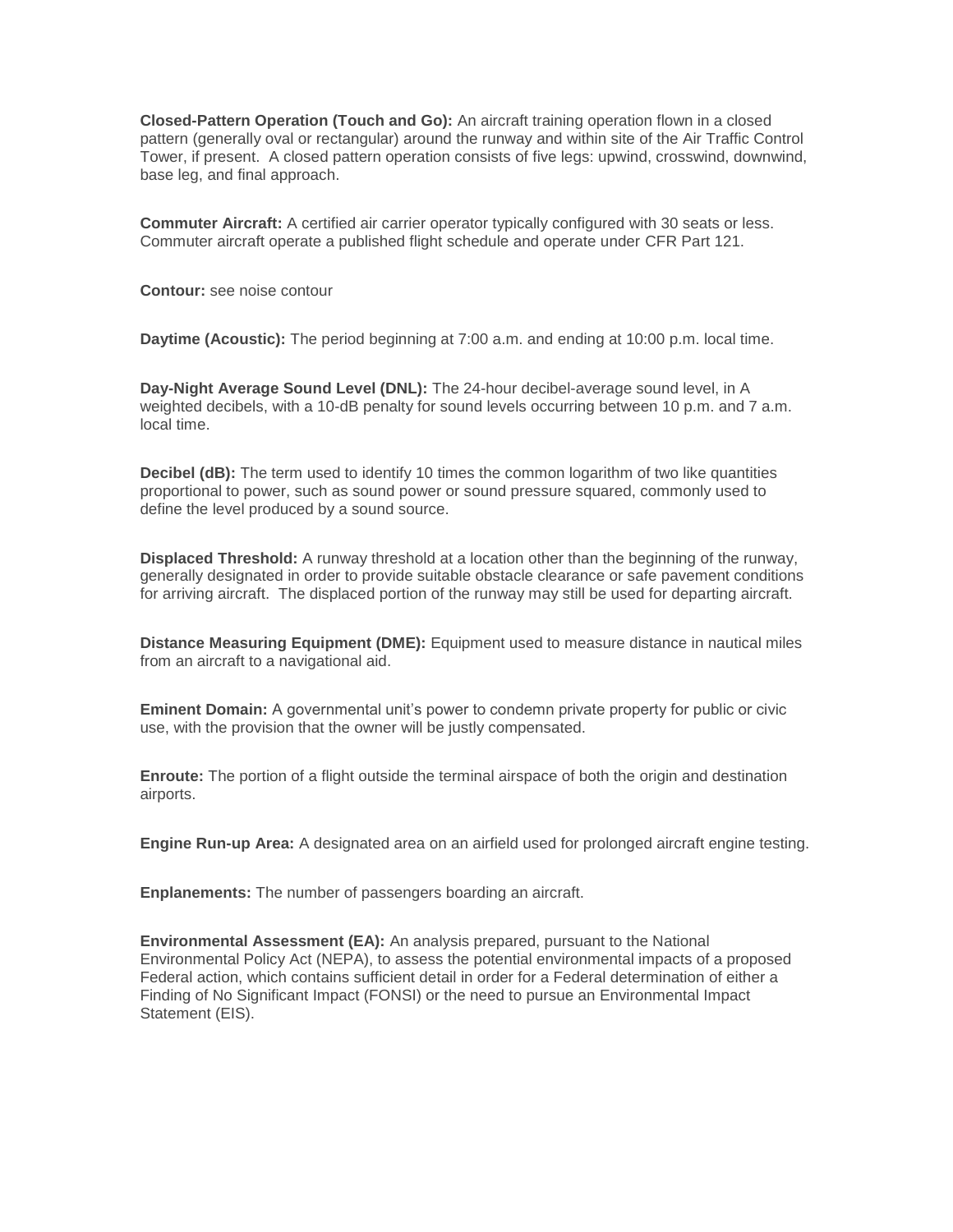**Closed-Pattern Operation (Touch and Go):** An aircraft training operation flown in a closed pattern (generally oval or rectangular) around the runway and within site of the Air Traffic Control Tower, if present. A closed pattern operation consists of five legs: upwind, crosswind, downwind, base leg, and final approach.

**Commuter Aircraft:** A certified air carrier operator typically configured with 30 seats or less. Commuter aircraft operate a published flight schedule and operate under CFR Part 121.

**Contour:** see noise contour

**Daytime (Acoustic):** The period beginning at 7:00 a.m. and ending at 10:00 p.m. local time.

**Day-Night Average Sound Level (DNL):** The 24-hour decibel-average sound level, in A weighted decibels, with a 10-dB penalty for sound levels occurring between 10 p.m. and 7 a.m. local time.

**Decibel (dB):** The term used to identify 10 times the common logarithm of two like quantities proportional to power, such as sound power or sound pressure squared, commonly used to define the level produced by a sound source.

**Displaced Threshold:** A runway threshold at a location other than the beginning of the runway, generally designated in order to provide suitable obstacle clearance or safe pavement conditions for arriving aircraft. The displaced portion of the runway may still be used for departing aircraft.

**Distance Measuring Equipment (DME):** Equipment used to measure distance in nautical miles from an aircraft to a navigational aid.

**Eminent Domain:** A governmental unit's power to condemn private property for public or civic use, with the provision that the owner will be justly compensated.

**Enroute:** The portion of a flight outside the terminal airspace of both the origin and destination airports.

**Engine Run-up Area:** A designated area on an airfield used for prolonged aircraft engine testing.

**Enplanements:** The number of passengers boarding an aircraft.

**Environmental Assessment (EA):** An analysis prepared, pursuant to the National Environmental Policy Act (NEPA), to assess the potential environmental impacts of a proposed Federal action, which contains sufficient detail in order for a Federal determination of either a Finding of No Significant Impact (FONSI) or the need to pursue an Environmental Impact Statement (EIS).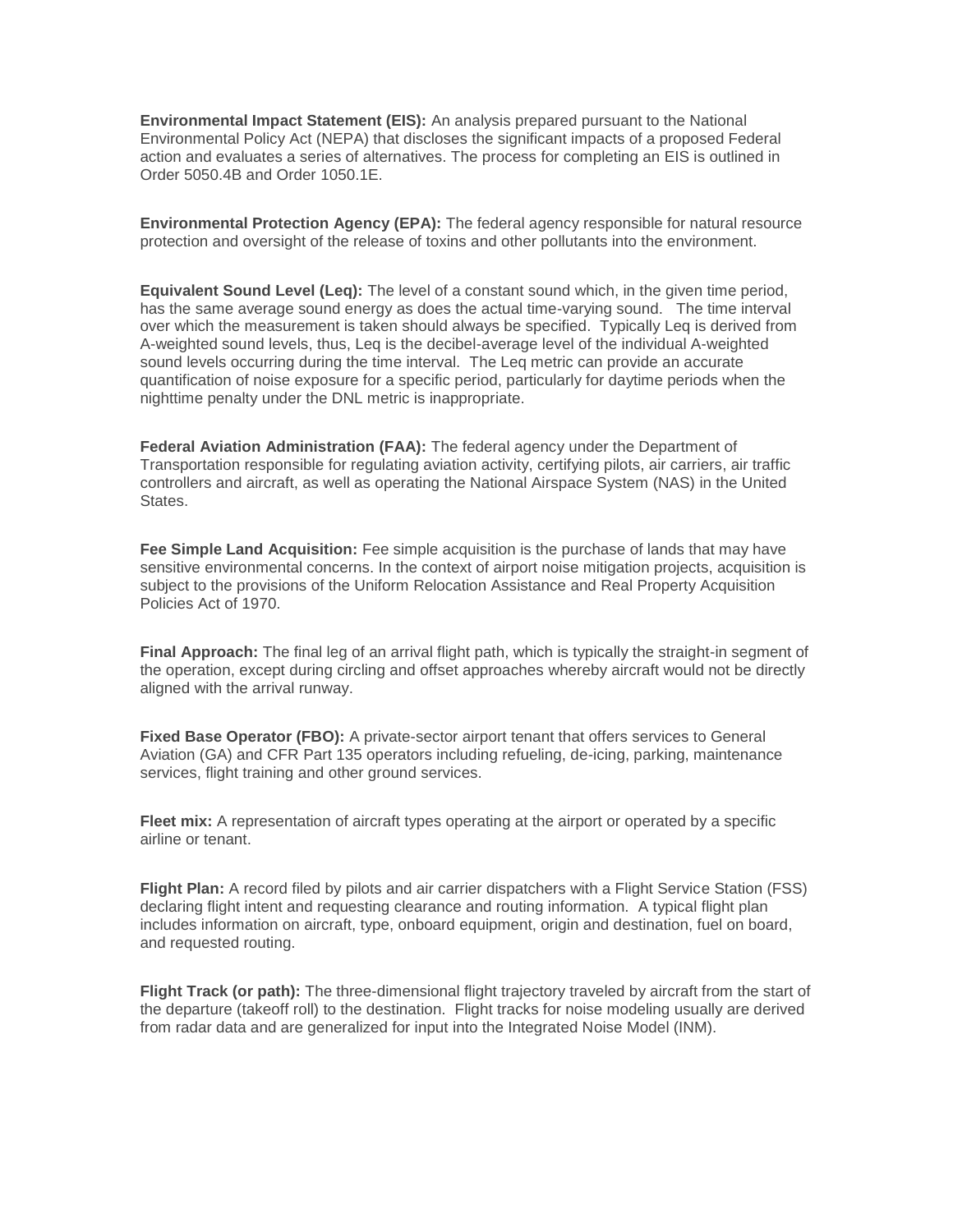**Environmental Impact Statement (EIS):** An analysis prepared pursuant to the National Environmental Policy Act (NEPA) that discloses the significant impacts of a proposed Federal action and evaluates a series of alternatives. The process for completing an EIS is outlined in Order 5050.4B and Order 1050.1E.

**Environmental Protection Agency (EPA):** The federal agency responsible for natural resource protection and oversight of the release of toxins and other pollutants into the environment.

**Equivalent Sound Level (Leq):** The level of a constant sound which, in the given time period, has the same average sound energy as does the actual time-varying sound. The time interval over which the measurement is taken should always be specified. Typically Leq is derived from A-weighted sound levels, thus, Leq is the decibel-average level of the individual A-weighted sound levels occurring during the time interval. The Leq metric can provide an accurate quantification of noise exposure for a specific period, particularly for daytime periods when the nighttime penalty under the DNL metric is inappropriate.

**Federal Aviation Administration (FAA):** The federal agency under the Department of Transportation responsible for regulating aviation activity, certifying pilots, air carriers, air traffic controllers and aircraft, as well as operating the National Airspace System (NAS) in the United States.

**Fee Simple Land Acquisition:** Fee simple acquisition is the purchase of lands that may have sensitive environmental concerns. In the context of airport noise mitigation projects, acquisition is subject to the provisions of the Uniform Relocation Assistance and Real Property Acquisition Policies Act of 1970.

**Final Approach:** The final leg of an arrival flight path, which is typically the straight-in segment of the operation, except during circling and offset approaches whereby aircraft would not be directly aligned with the arrival runway.

**Fixed Base Operator (FBO):** A private-sector airport tenant that offers services to General Aviation (GA) and CFR Part 135 operators including refueling, de-icing, parking, maintenance services, flight training and other ground services.

**Fleet mix:** A representation of aircraft types operating at the airport or operated by a specific airline or tenant.

**Flight Plan:** A record filed by pilots and air carrier dispatchers with a Flight Service Station (FSS) declaring flight intent and requesting clearance and routing information. A typical flight plan includes information on aircraft, type, onboard equipment, origin and destination, fuel on board, and requested routing.

**Flight Track (or path):** The three-dimensional flight trajectory traveled by aircraft from the start of the departure (takeoff roll) to the destination. Flight tracks for noise modeling usually are derived from radar data and are generalized for input into the Integrated Noise Model (INM).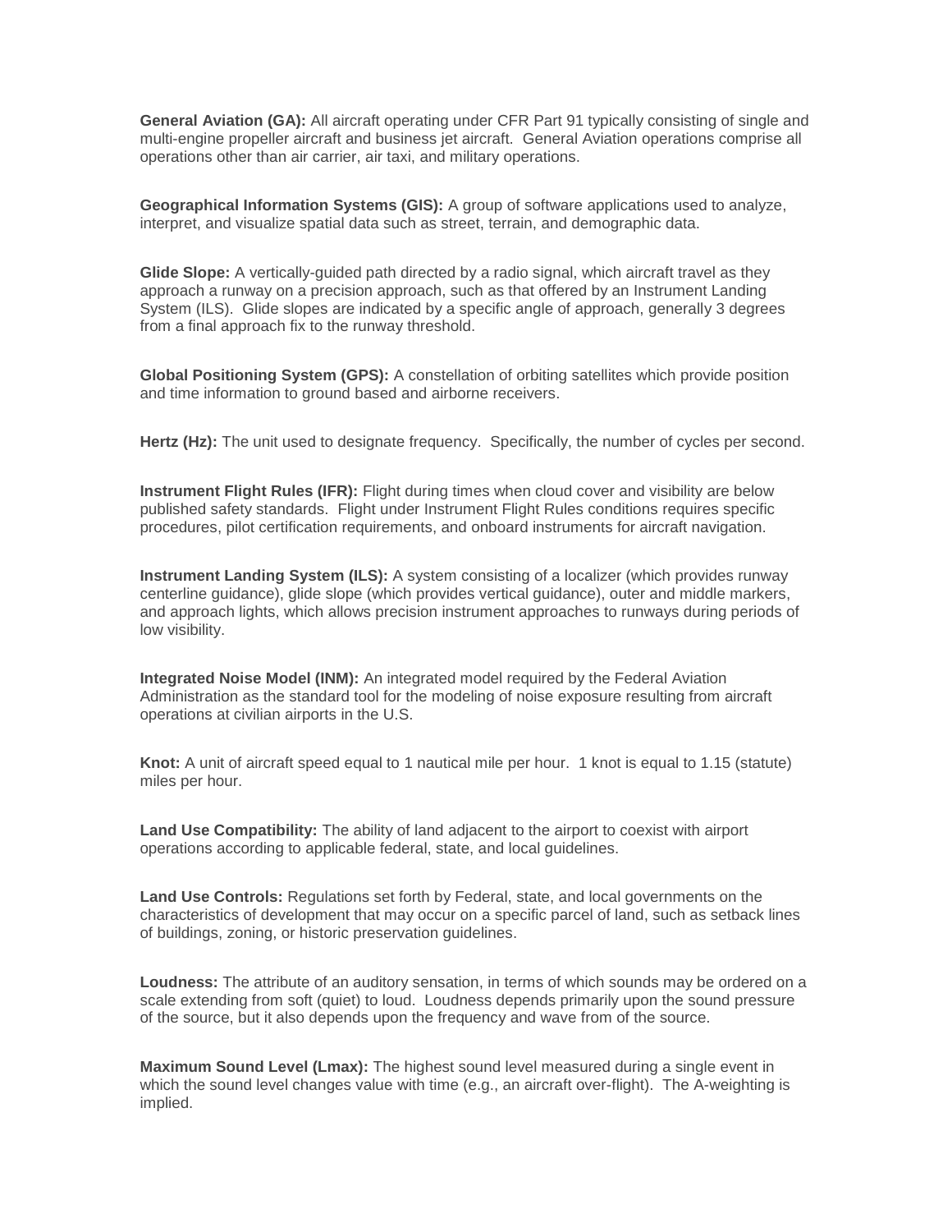**General Aviation (GA):** All aircraft operating under CFR Part 91 typically consisting of single and multi-engine propeller aircraft and business jet aircraft. General Aviation operations comprise all operations other than air carrier, air taxi, and military operations.

**Geographical Information Systems (GIS):** A group of software applications used to analyze, interpret, and visualize spatial data such as street, terrain, and demographic data.

**Glide Slope:** A vertically-guided path directed by a radio signal, which aircraft travel as they approach a runway on a precision approach, such as that offered by an Instrument Landing System (ILS). Glide slopes are indicated by a specific angle of approach, generally 3 degrees from a final approach fix to the runway threshold.

**Global Positioning System (GPS):** A constellation of orbiting satellites which provide position and time information to ground based and airborne receivers.

**Hertz (Hz):** The unit used to designate frequency. Specifically, the number of cycles per second.

**Instrument Flight Rules (IFR):** Flight during times when cloud cover and visibility are below published safety standards. Flight under Instrument Flight Rules conditions requires specific procedures, pilot certification requirements, and onboard instruments for aircraft navigation.

**Instrument Landing System (ILS):** A system consisting of a localizer (which provides runway centerline guidance), glide slope (which provides vertical guidance), outer and middle markers, and approach lights, which allows precision instrument approaches to runways during periods of low visibility.

**Integrated Noise Model (INM):** An integrated model required by the Federal Aviation Administration as the standard tool for the modeling of noise exposure resulting from aircraft operations at civilian airports in the U.S.

**Knot:** A unit of aircraft speed equal to 1 nautical mile per hour. 1 knot is equal to 1.15 (statute) miles per hour.

**Land Use Compatibility:** The ability of land adjacent to the airport to coexist with airport operations according to applicable federal, state, and local guidelines.

**Land Use Controls:** Regulations set forth by Federal, state, and local governments on the characteristics of development that may occur on a specific parcel of land, such as setback lines of buildings, zoning, or historic preservation guidelines.

**Loudness:** The attribute of an auditory sensation, in terms of which sounds may be ordered on a scale extending from soft (quiet) to loud. Loudness depends primarily upon the sound pressure of the source, but it also depends upon the frequency and wave from of the source.

**Maximum Sound Level (Lmax):** The highest sound level measured during a single event in which the sound level changes value with time (e.g., an aircraft over-flight). The A-weighting is implied.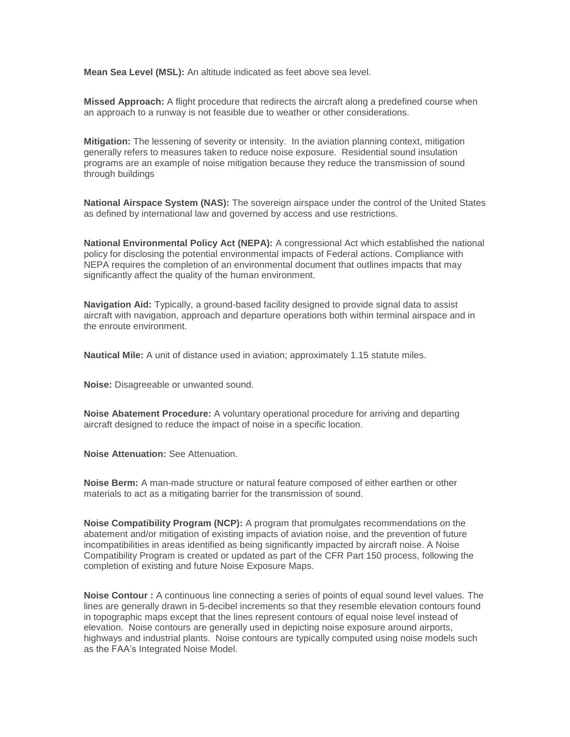**Mean Sea Level (MSL):** An altitude indicated as feet above sea level.

**Missed Approach:** A flight procedure that redirects the aircraft along a predefined course when an approach to a runway is not feasible due to weather or other considerations.

**Mitigation:** The lessening of severity or intensity. In the aviation planning context, mitigation generally refers to measures taken to reduce noise exposure. Residential sound insulation programs are an example of noise mitigation because they reduce the transmission of sound through buildings

**National Airspace System (NAS):** The sovereign airspace under the control of the United States as defined by international law and governed by access and use restrictions.

**National Environmental Policy Act (NEPA):** A congressional Act which established the national policy for disclosing the potential environmental impacts of Federal actions. Compliance with NEPA requires the completion of an environmental document that outlines impacts that may significantly affect the quality of the human environment.

**Navigation Aid:** Typically, a ground-based facility designed to provide signal data to assist aircraft with navigation, approach and departure operations both within terminal airspace and in the enroute environment.

**Nautical Mile:** A unit of distance used in aviation; approximately 1.15 statute miles.

**Noise:** Disagreeable or unwanted sound.

**Noise Abatement Procedure:** A voluntary operational procedure for arriving and departing aircraft designed to reduce the impact of noise in a specific location.

**Noise Attenuation:** See Attenuation.

**Noise Berm:** A man-made structure or natural feature composed of either earthen or other materials to act as a mitigating barrier for the transmission of sound.

**Noise Compatibility Program (NCP):** A program that promulgates recommendations on the abatement and/or mitigation of existing impacts of aviation noise, and the prevention of future incompatibilities in areas identified as being significantly impacted by aircraft noise. A Noise Compatibility Program is created or updated as part of the CFR Part 150 process, following the completion of existing and future Noise Exposure Maps.

**Noise Contour :** A continuous line connecting a series of points of equal sound level values. The lines are generally drawn in 5-decibel increments so that they resemble elevation contours found in topographic maps except that the lines represent contours of equal noise level instead of elevation. Noise contours are generally used in depicting noise exposure around airports, highways and industrial plants. Noise contours are typically computed using noise models such as the FAA's Integrated Noise Model.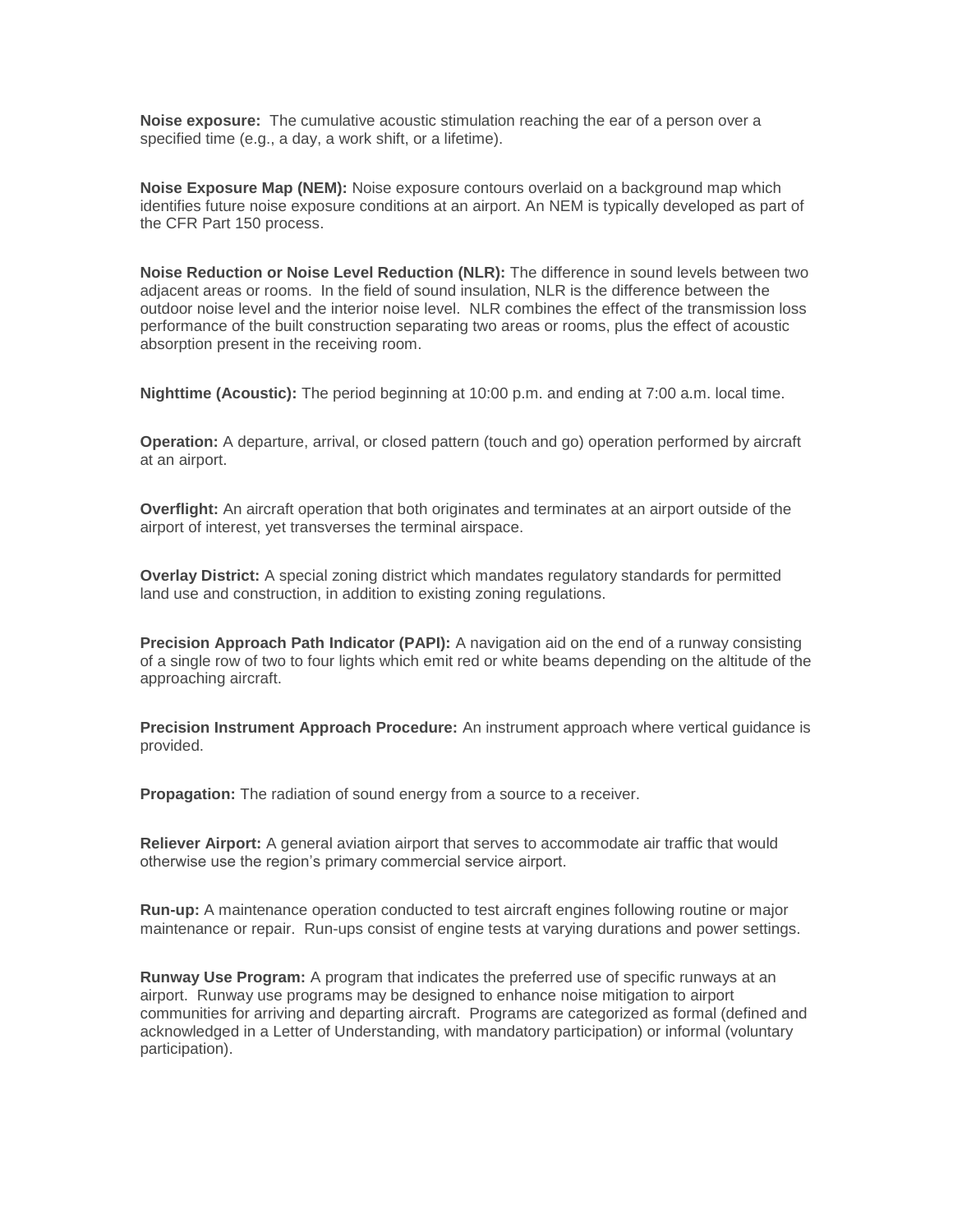**Noise exposure:** The cumulative acoustic stimulation reaching the ear of a person over a specified time (e.g., a day, a work shift, or a lifetime).

**Noise Exposure Map (NEM):** Noise exposure contours overlaid on a background map which identifies future noise exposure conditions at an airport. An NEM is typically developed as part of the CFR Part 150 process.

**Noise Reduction or Noise Level Reduction (NLR):** The difference in sound levels between two adjacent areas or rooms. In the field of sound insulation, NLR is the difference between the outdoor noise level and the interior noise level. NLR combines the effect of the transmission loss performance of the built construction separating two areas or rooms, plus the effect of acoustic absorption present in the receiving room.

**Nighttime (Acoustic):** The period beginning at 10:00 p.m. and ending at 7:00 a.m. local time.

**Operation:** A departure, arrival, or closed pattern (touch and go) operation performed by aircraft at an airport.

**Overflight:** An aircraft operation that both originates and terminates at an airport outside of the airport of interest, yet transverses the terminal airspace.

**Overlay District:** A special zoning district which mandates regulatory standards for permitted land use and construction, in addition to existing zoning regulations.

**Precision Approach Path Indicator (PAPI):** A navigation aid on the end of a runway consisting of a single row of two to four lights which emit red or white beams depending on the altitude of the approaching aircraft.

**Precision Instrument Approach Procedure:** An instrument approach where vertical guidance is provided.

**Propagation:** The radiation of sound energy from a source to a receiver.

**Reliever Airport:** A general aviation airport that serves to accommodate air traffic that would otherwise use the region's primary commercial service airport.

**Run-up:** A maintenance operation conducted to test aircraft engines following routine or major maintenance or repair. Run-ups consist of engine tests at varying durations and power settings.

**Runway Use Program:** A program that indicates the preferred use of specific runways at an airport. Runway use programs may be designed to enhance noise mitigation to airport communities for arriving and departing aircraft. Programs are categorized as formal (defined and acknowledged in a Letter of Understanding, with mandatory participation) or informal (voluntary participation).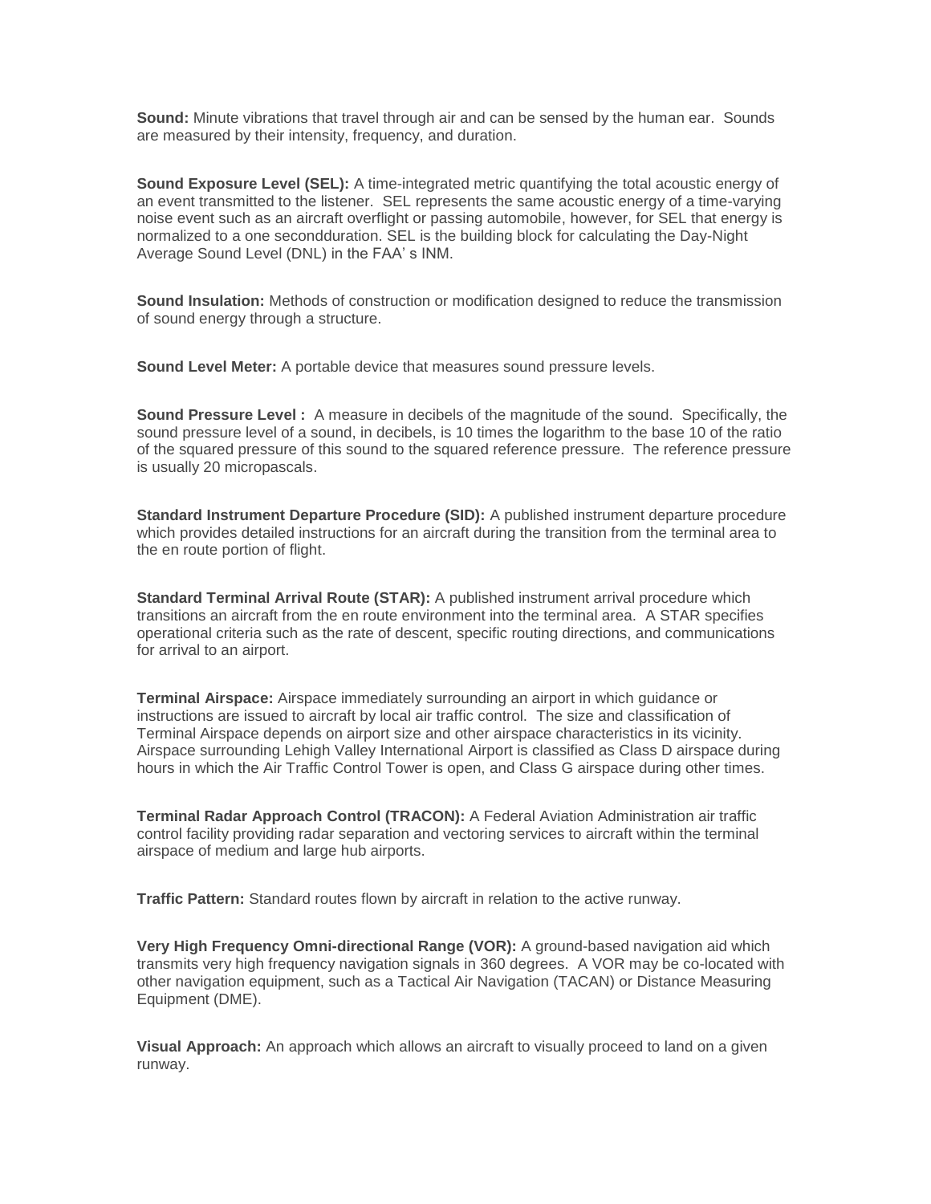**Sound:** Minute vibrations that travel through air and can be sensed by the human ear. Sounds are measured by their intensity, frequency, and duration.

**Sound Exposure Level (SEL):** A time-integrated metric quantifying the total acoustic energy of an event transmitted to the listener. SEL represents the same acoustic energy of a time-varying noise event such as an aircraft overflight or passing automobile, however, for SEL that energy is normalized to a one secondduration. SEL is the building block for calculating the Day-Night Average Sound Level (DNL) in the FAA' s INM.

**Sound Insulation:** Methods of construction or modification designed to reduce the transmission of sound energy through a structure.

**Sound Level Meter:** A portable device that measures sound pressure levels.

**Sound Pressure Level :** A measure in decibels of the magnitude of the sound. Specifically, the sound pressure level of a sound, in decibels, is 10 times the logarithm to the base 10 of the ratio of the squared pressure of this sound to the squared reference pressure. The reference pressure is usually 20 micropascals.

**Standard Instrument Departure Procedure (SID):** A published instrument departure procedure which provides detailed instructions for an aircraft during the transition from the terminal area to the en route portion of flight.

**Standard Terminal Arrival Route (STAR):** A published instrument arrival procedure which transitions an aircraft from the en route environment into the terminal area. A STAR specifies operational criteria such as the rate of descent, specific routing directions, and communications for arrival to an airport.

**Terminal Airspace:** Airspace immediately surrounding an airport in which guidance or instructions are issued to aircraft by local air traffic control. The size and classification of Terminal Airspace depends on airport size and other airspace characteristics in its vicinity. Airspace surrounding Lehigh Valley International Airport is classified as Class D airspace during hours in which the Air Traffic Control Tower is open, and Class G airspace during other times.

**Terminal Radar Approach Control (TRACON):** A Federal Aviation Administration air traffic control facility providing radar separation and vectoring services to aircraft within the terminal airspace of medium and large hub airports.

**Traffic Pattern:** Standard routes flown by aircraft in relation to the active runway.

**Very High Frequency Omni-directional Range (VOR):** A ground-based navigation aid which transmits very high frequency navigation signals in 360 degrees. A VOR may be co-located with other navigation equipment, such as a Tactical Air Navigation (TACAN) or Distance Measuring Equipment (DME).

**Visual Approach:** An approach which allows an aircraft to visually proceed to land on a given runway.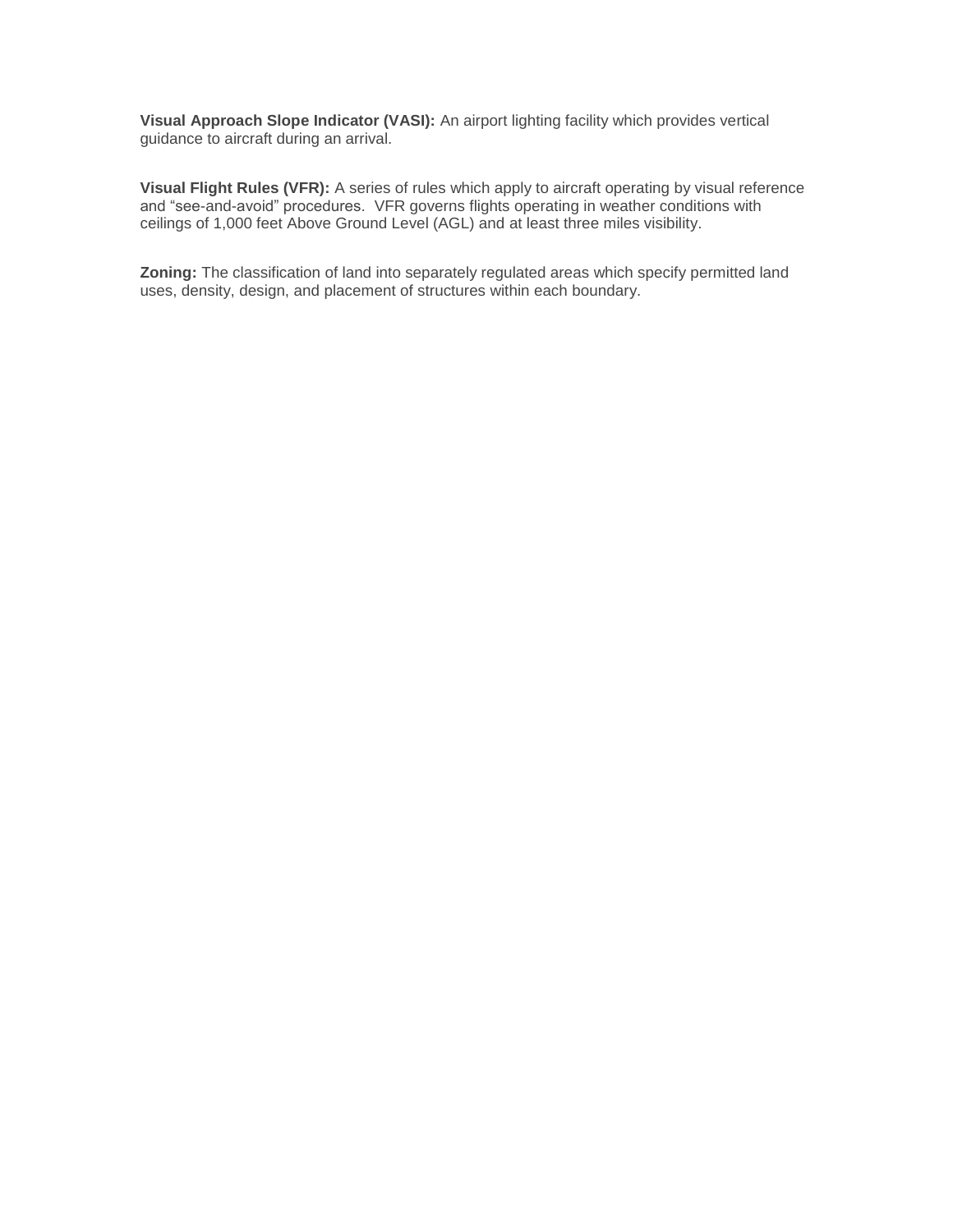**Visual Approach Slope Indicator (VASI):** An airport lighting facility which provides vertical guidance to aircraft during an arrival.

**Visual Flight Rules (VFR):** A series of rules which apply to aircraft operating by visual reference and “see-and-avoid” procedures. VFR governs flights operating in weather conditions with ceilings of 1,000 feet Above Ground Level (AGL) and at least three miles visibility.

**Zoning:** The classification of land into separately regulated areas which specify permitted land uses, density, design, and placement of structures within each boundary.